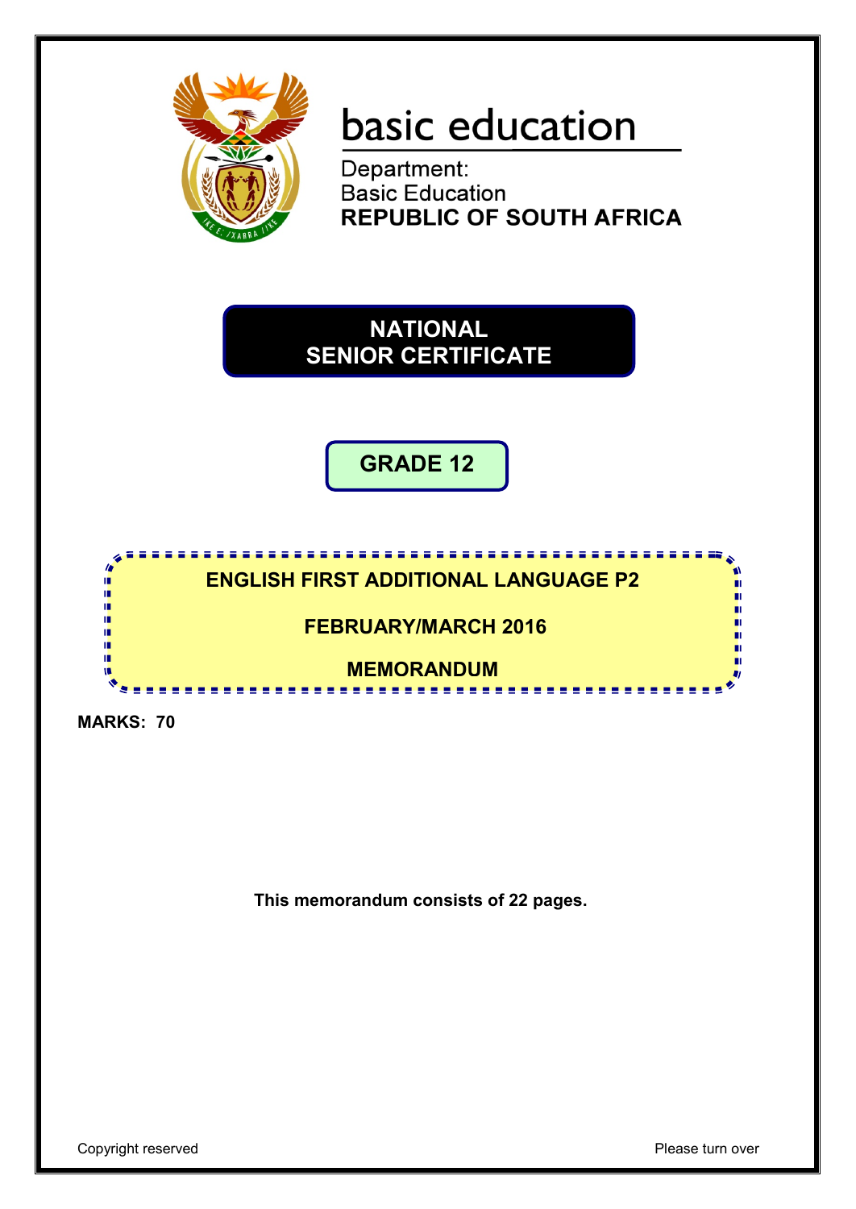basic education

Department:
Basic Education
**REPUBLIC OF SOUTH AFRICA**

# NATIONAL SENIOR CERTIFICATE

## GRADE 12

## ENGLISH FIRST ADDITIONAL LANGUAGE P2

## FEBRUARY/MARCH 2016

## MEMORANDUM

**MARKS: 70**

**This memorandum consists of 22 pages.**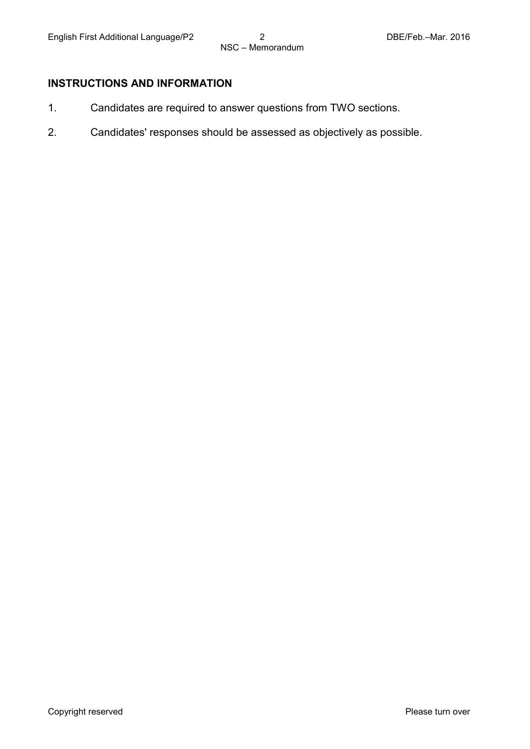## INSTRUCTIONS AND INFORMATION

1. Candidates are required to answer questions from TWO sections.
2. Candidates' responses should be assessed as objectively as possible.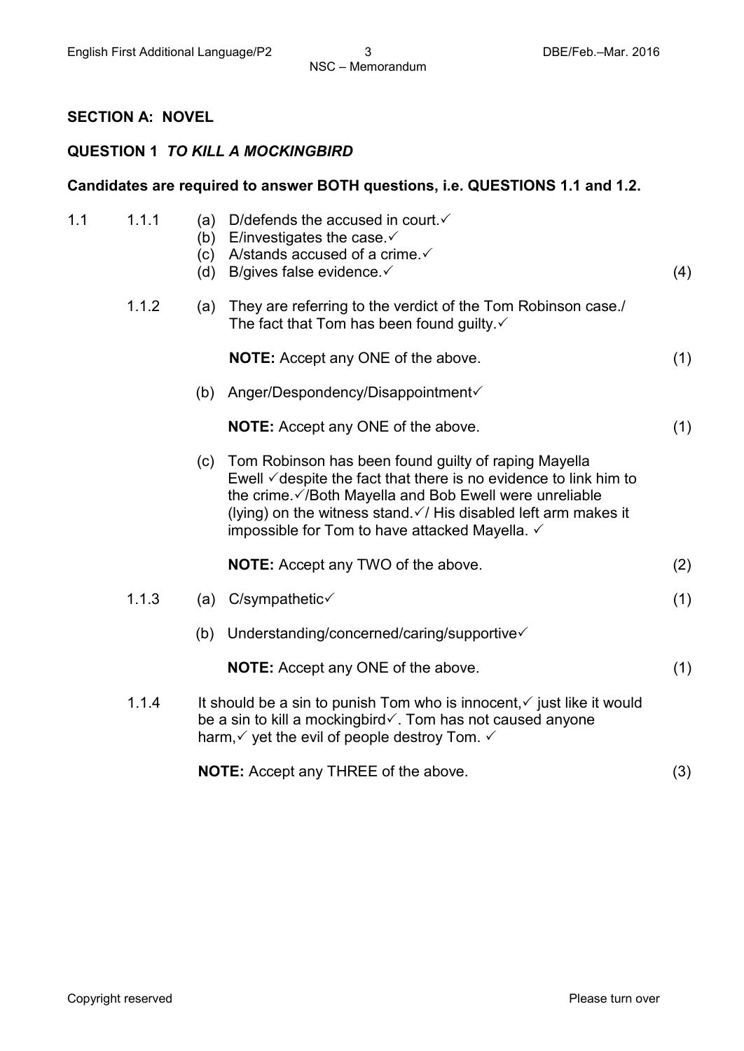## SECTION A: NOVEL

### QUESTION 1 *TO KILL A MOCKINGBIRD*

**Candidates are required to answer BOTH questions, i.e. QUESTIONS 1.1 and 1.2.**

1.1 1.1.1 (a) D/defends the accused in court.✓
(b) E/investigates the case.✓
(c) A/stands accused of a crime.✓
(d) B/gives false evidence.✓ (4)

1.1.2 (a) They are referring to the verdict of the Tom Robinson case./ The fact that Tom has been found guilty.✓

**NOTE:** Accept any ONE of the above. (1)

(b) Anger/Despondency/Disappointment✓

**NOTE:** Accept any ONE of the above. (1)

(c) Tom Robinson has been found guilty of raping Mayella Ewell ✓despite the fact that there is no evidence to link him to the crime.✓/Both Mayella and Bob Ewell were unreliable (lying) on the witness stand.✓/ His disabled left arm makes it impossible for Tom to have attacked Mayella. ✓

**NOTE:** Accept any TWO of the above. (2)

1.1.3 (a) C/sympathetic✓ (1)

(b) Understanding/concerned/caring/supportive✓

**NOTE:** Accept any ONE of the above. (1)

1.1.4 It should be a sin to punish Tom who is innocent,✓ just like it would be a sin to kill a mockingbird✓. Tom has not caused anyone harm,✓ yet the evil of people destroy Tom. ✓

**NOTE:** Accept any THREE of the above. (3)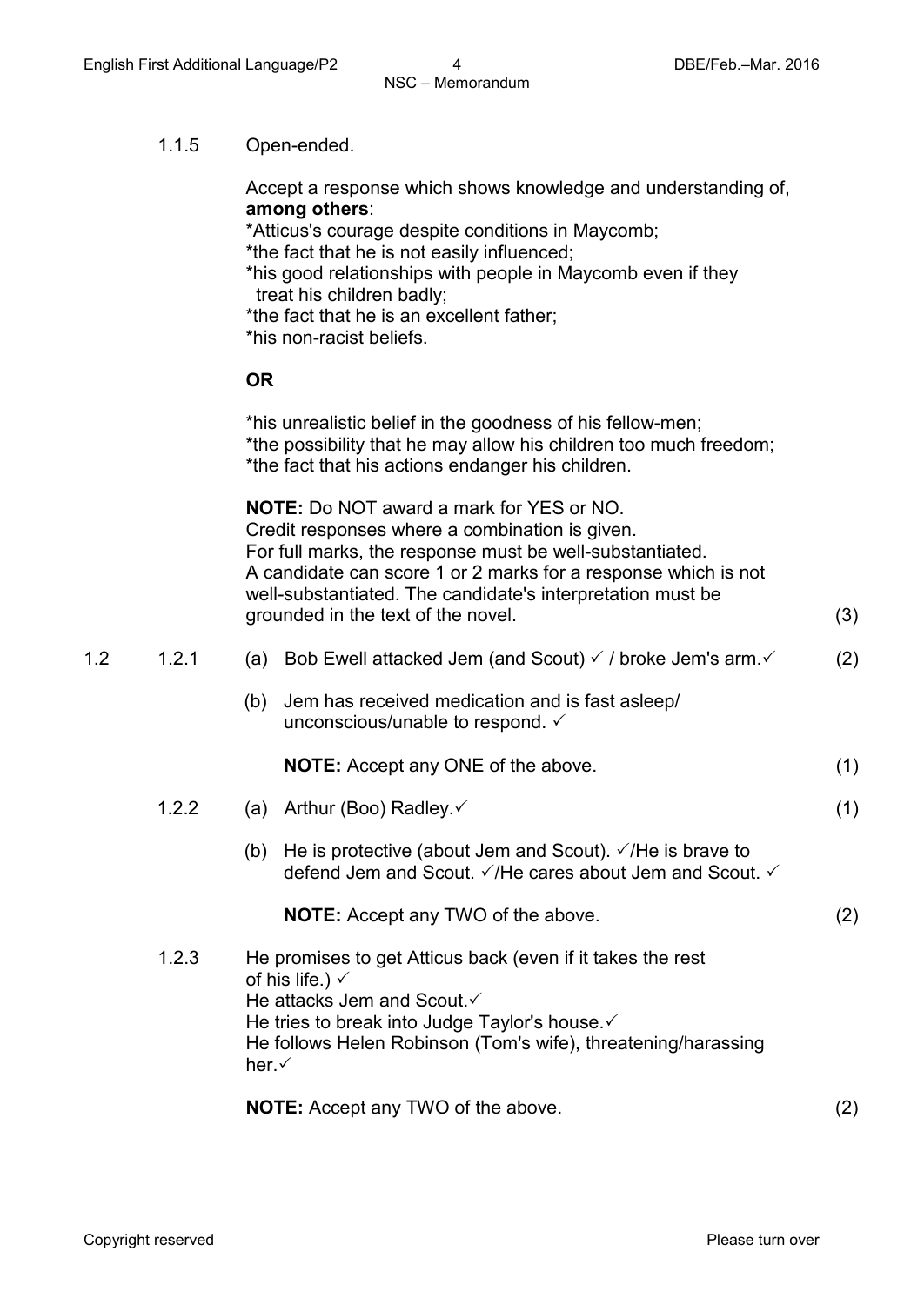1.1.5 Open-ended.

Accept a response which shows knowledge and understanding of, **among others**:
*Atticus's courage despite conditions in Maycomb;
*the fact that he is not easily influenced;
*his good relationships with people in Maycomb even if they treat his children badly;
*the fact that he is an excellent father;
*his non-racist beliefs.

**OR**

*his unrealistic belief in the goodness of his fellow-men;
*the possibility that he may allow his children too much freedom;
*the fact that his actions endanger his children.

**NOTE:** Do NOT award a mark for YES or NO.
Credit responses where a combination is given.
For full marks, the response must be well-substantiated.
A candidate can score 1 or 2 marks for a response which is not well-substantiated. The candidate's interpretation must be grounded in the text of the novel. (3)

1.2 1.2.1 (a) Bob Ewell attacked Jem (and Scout) ✓ / broke Jem's arm.✓ (2)

(b) Jem has received medication and is fast asleep/ unconscious/unable to respond. ✓

**NOTE:** Accept any ONE of the above. (1)

1.2.2 (a) Arthur (Boo) Radley.✓ (1)

(b) He is protective (about Jem and Scout). ✓/He is brave to defend Jem and Scout. ✓/He cares about Jem and Scout. ✓

**NOTE:** Accept any TWO of the above. (2)

1.2.3 He promises to get Atticus back (even if it takes the rest of his life.) ✓
He attacks Jem and Scout.✓
He tries to break into Judge Taylor's house.✓
He follows Helen Robinson (Tom's wife), threatening/harassing her.✓

**NOTE:** Accept any TWO of the above. (2)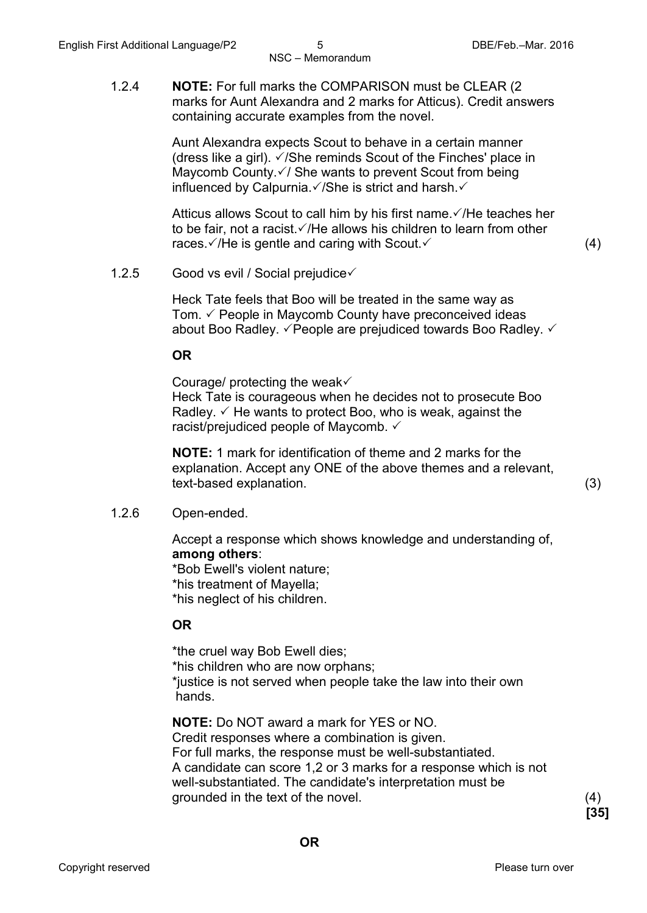1.2.4 **NOTE:** For full marks the COMPARISON must be CLEAR (2 marks for Aunt Alexandra and 2 marks for Atticus). Credit answers containing accurate examples from the novel.

Aunt Alexandra expects Scout to behave in a certain manner (dress like a girl). ✓/She reminds Scout of the Finches' place in Maycomb County.✓/ She wants to prevent Scout from being influenced by Calpurnia.✓/She is strict and harsh.✓

Atticus allows Scout to call him by his first name.✓/He teaches her to be fair, not a racist.✓/He allows his children to learn from other races.✓/He is gentle and caring with Scout.✓ (4)

1.2.5 Good vs evil / Social prejudice✓

Heck Tate feels that Boo will be treated in the same way as Tom. ✓ People in Maycomb County have preconceived ideas about Boo Radley. ✓People are prejudiced towards Boo Radley. ✓

**OR**

Courage/ protecting the weak✓
Heck Tate is courageous when he decides not to prosecute Boo Radley. ✓ He wants to protect Boo, who is weak, against the racist/prejudiced people of Maycomb. ✓

**NOTE:** 1 mark for identification of theme and 2 marks for the explanation. Accept any ONE of the above themes and a relevant, text-based explanation. (3)

1.2.6 Open-ended.

Accept a response which shows knowledge and understanding of, **among others**:
*Bob Ewell's violent nature;
*his treatment of Mayella;
*his neglect of his children.

**OR**

*the cruel way Bob Ewell dies;
*his children who are now orphans;
*justice is not served when people take the law into their own hands.

**NOTE:** Do NOT award a mark for YES or NO.
Credit responses where a combination is given.
For full marks, the response must be well-substantiated.
A candidate can score 1,2 or 3 marks for a response which is not well-substantiated. The candidate's interpretation must be grounded in the text of the novel. (4)
**[35]**

**OR**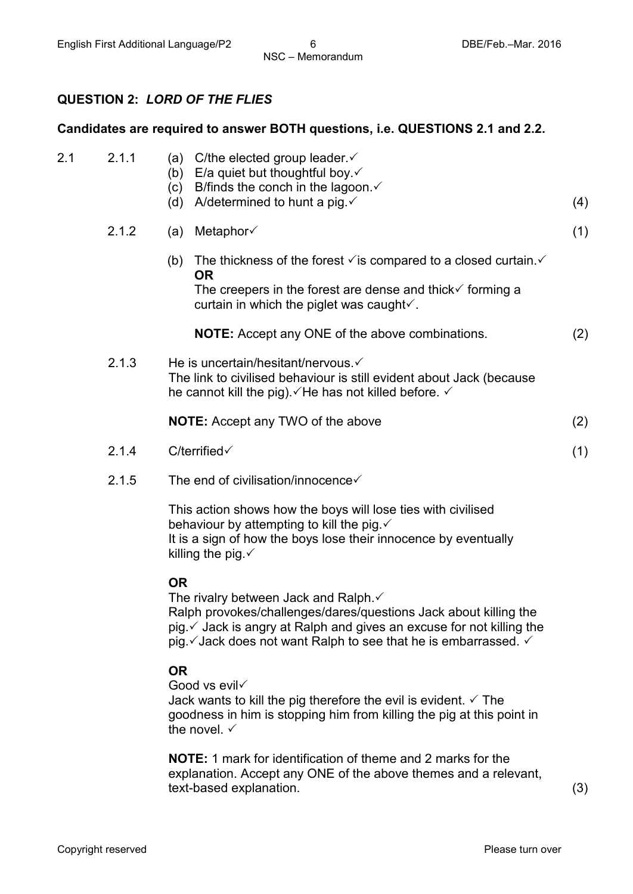## QUESTION 2: *LORD OF THE FLIES*

**Candidates are required to answer BOTH questions, i.e. QUESTIONS 2.1 and 2.2.**

2.1

2.1.1
(a) C/the elected group leader.✓
(b) E/a quiet but thoughtful boy.✓
(c) B/finds the conch in the lagoon.✓
(d) A/determined to hunt a pig.✓ (4)

2.1.2
(a) Metaphor✓ (1)

(b) The thickness of the forest ✓is compared to a closed curtain.✓
**OR**
The creepers in the forest are dense and thick✓ forming a curtain in which the piglet was caught✓.

**NOTE:** Accept any ONE of the above combinations. (2)

2.1.3
He is uncertain/hesitant/nervous.✓
The link to civilised behaviour is still evident about Jack (because he cannot kill the pig).✓He has not killed before. ✓

**NOTE:** Accept any TWO of the above (2)

2.1.4
C/terrified✓ (1)

2.1.5
The end of civilisation/innocence✓

This action shows how the boys will lose ties with civilised behaviour by attempting to kill the pig.✓
It is a sign of how the boys lose their innocence by eventually killing the pig.✓

**OR**

The rivalry between Jack and Ralph.✓
Ralph provokes/challenges/dares/questions Jack about killing the pig.✓ Jack is angry at Ralph and gives an excuse for not killing the pig.✓Jack does not want Ralph to see that he is embarrassed. ✓

**OR**

Good vs evil✓
Jack wants to kill the pig therefore the evil is evident. ✓ The goodness in him is stopping him from killing the pig at this point in the novel. ✓

**NOTE:** 1 mark for identification of theme and 2 marks for the explanation. Accept any ONE of the above themes and a relevant, text-based explanation. (3)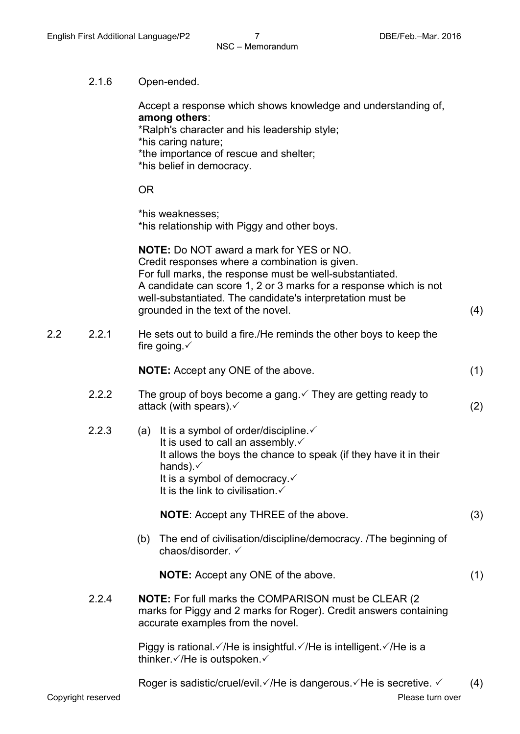2.1.6 Open-ended.

Accept a response which shows knowledge and understanding of, **among others**:
*Ralph's character and his leadership style;
*his caring nature;
*the importance of rescue and shelter;
*his belief in democracy.

OR

*his weaknesses;
*his relationship with Piggy and other boys.

**NOTE:** Do NOT award a mark for YES or NO.
Credit responses where a combination is given.
For full marks, the response must be well-substantiated.
A candidate can score 1, 2 or 3 marks for a response which is not well-substantiated. The candidate's interpretation must be grounded in the text of the novel. (4)

2.2 2.2.1 He sets out to build a fire./He reminds the other boys to keep the fire going.✓

**NOTE:** Accept any ONE of the above. (1)

2.2.2 The group of boys become a gang.✓ They are getting ready to attack (with spears).✓ (2)

2.2.3 (a) It is a symbol of order/discipline.✓
It is used to call an assembly.✓
It allows the boys the chance to speak (if they have it in their hands).✓
It is a symbol of democracy.✓
It is the link to civilisation.✓

**NOTE**: Accept any THREE of the above. (3)

(b) The end of civilisation/discipline/democracy. /The beginning of chaos/disorder. ✓

**NOTE:** Accept any ONE of the above. (1)

2.2.4 **NOTE:** For full marks the COMPARISON must be CLEAR (2 marks for Piggy and 2 marks for Roger). Credit answers containing accurate examples from the novel.

Piggy is rational.✓/He is insightful.✓/He is intelligent.✓/He is a thinker.✓/He is outspoken.✓

Roger is sadistic/cruel/evil.✓/He is dangerous.✓He is secretive. ✓ (4)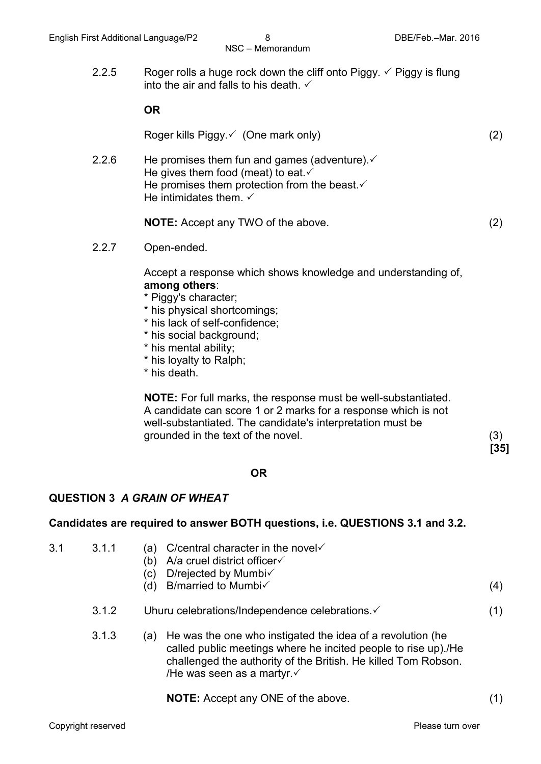2.2.5 Roger rolls a huge rock down the cliff onto Piggy. ✓ Piggy is flung into the air and falls to his death. ✓

**OR**

Roger kills Piggy.✓ (One mark only) (2)

2.2.6 He promises them fun and games (adventure).✓
He gives them food (meat) to eat.✓
He promises them protection from the beast.✓
He intimidates them. ✓

**NOTE:** Accept any TWO of the above. (2)

2.2.7 Open-ended.

Accept a response which shows knowledge and understanding of, **among others**:

* Piggy's character;
* his physical shortcomings;
* his lack of self-confidence;
* his social background;
* his mental ability;
* his loyalty to Ralph;
* his death.

**NOTE:** For full marks, the response must be well-substantiated. A candidate can score 1 or 2 marks for a response which is not well-substantiated. The candidate's interpretation must be grounded in the text of the novel. (3)
**[35]**

**OR**

## QUESTION 3 *A GRAIN OF WHEAT*

**Candidates are required to answer BOTH questions, i.e. QUESTIONS 3.1 and 3.2.**

3.1 3.1.1
(a) C/central character in the novel✓
(b) A/a cruel district officer✓
(c) D/rejected by Mumbi✓
(d) B/married to Mumbi✓ (4)

3.1.2 Uhuru celebrations/Independence celebrations.✓ (1)

3.1.3 (a) He was the one who instigated the idea of a revolution (he called public meetings where he incited people to rise up)./He challenged the authority of the British. He killed Tom Robson. /He was seen as a martyr.✓

**NOTE:** Accept any ONE of the above. (1)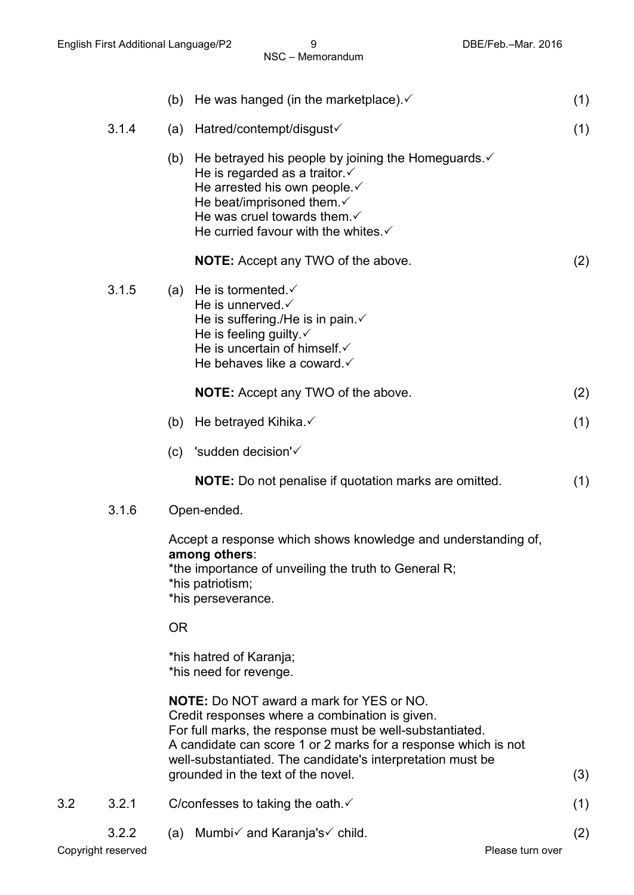(b) He was hanged (in the marketplace).✓ (1)

3.1.4 (a) Hatred/contempt/disgust✓ (1)

(b) He betrayed his people by joining the Homeguards.✓
He is regarded as a traitor.✓
He arrested his own people.✓
He beat/imprisoned them.✓
He was cruel towards them.✓
He curried favour with the whites.✓

**NOTE:** Accept any TWO of the above. (2)

3.1.5 (a) He is tormented.✓
He is unnerved.✓
He is suffering./He is in pain.✓
He is feeling guilty.✓
He is uncertain of himself.✓
He behaves like a coward.✓

**NOTE:** Accept any TWO of the above. (2)

(b) He betrayed Kihika.✓ (1)

(c) 'sudden decision'✓

**NOTE:** Do not penalise if quotation marks are omitted. (1)

3.1.6 Open-ended.

Accept a response which shows knowledge and understanding of, **among others**:
*the importance of unveiling the truth to General R;
*his patriotism;
*his perseverance.

OR

*his hatred of Karanja;
*his need for revenge.

**NOTE:** Do NOT award a mark for YES or NO.
Credit responses where a combination is given.
For full marks, the response must be well-substantiated.
A candidate can score 1 or 2 marks for a response which is not well-substantiated. The candidate's interpretation must be grounded in the text of the novel. (3)

3.2 3.2.1 C/confesses to taking the oath.✓ (1)

3.2.2 (a) Mumbi✓ and Karanja's✓ child. (2)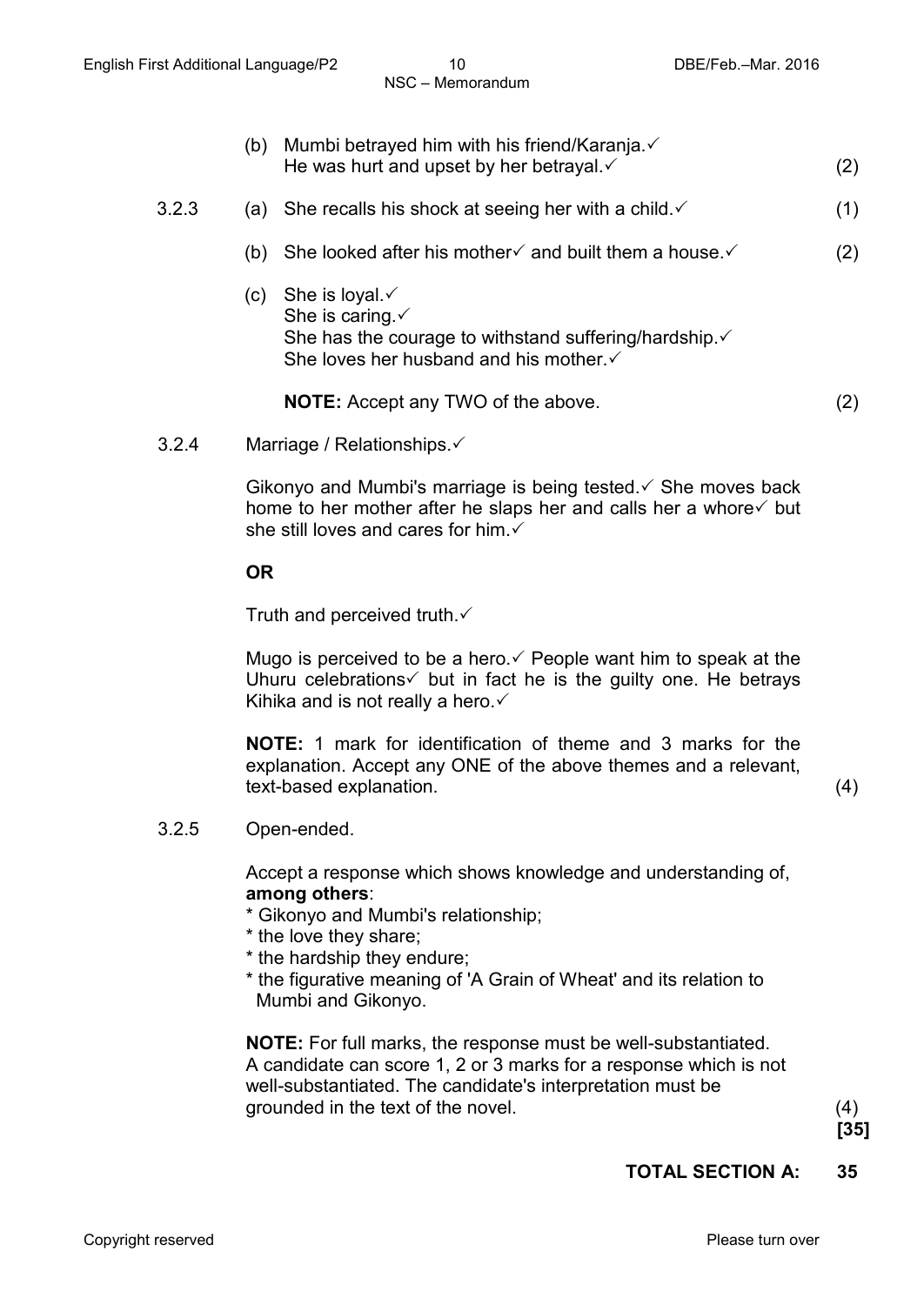(b) Mumbi betrayed him with his friend/Karanja.✓
He was hurt and upset by her betrayal.✓ (2)

3.2.3 (a) She recalls his shock at seeing her with a child.✓ (1)

(b) She looked after his mother✓ and built them a house.✓ (2)

(c) She is loyal.✓
She is caring.✓
She has the courage to withstand suffering/hardship.✓
She loves her husband and his mother.✓

**NOTE:** Accept any TWO of the above. (2)

3.2.4 Marriage / Relationships.✓

Gikonyo and Mumbi's marriage is being tested.✓ She moves back home to her mother after he slaps her and calls her a whore✓ but she still loves and cares for him.✓

**OR**

Truth and perceived truth.✓

Mugo is perceived to be a hero.✓ People want him to speak at the Uhuru celebrations✓ but in fact he is the guilty one. He betrays Kihika and is not really a hero.✓

**NOTE:** 1 mark for identification of theme and 3 marks for the explanation. Accept any ONE of the above themes and a relevant, text-based explanation. (4)

3.2.5 Open-ended.

Accept a response which shows knowledge and understanding of, **among others**:

* Gikonyo and Mumbi's relationship;
* the love they share;
* the hardship they endure;
* the figurative meaning of 'A Grain of Wheat' and its relation to Mumbi and Gikonyo.

**NOTE:** For full marks, the response must be well-substantiated. A candidate can score 1, 2 or 3 marks for a response which is not well-substantiated. The candidate's interpretation must be grounded in the text of the novel. (4)

**[35]**

**TOTAL SECTION A: 35**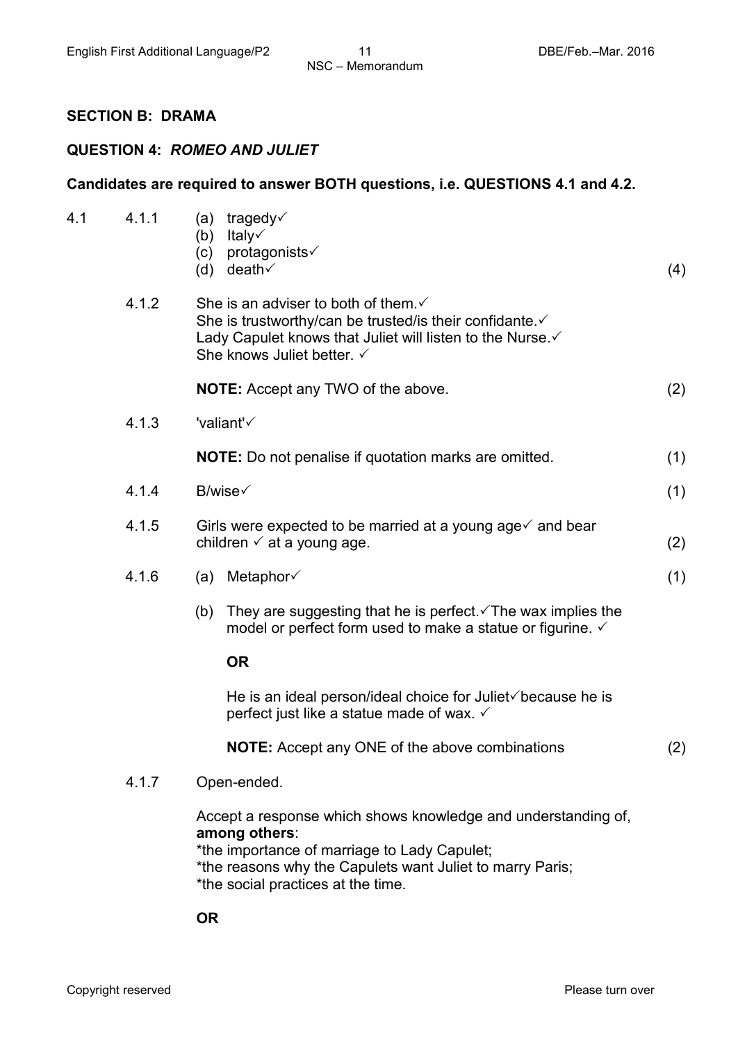## SECTION B: DRAMA

### QUESTION 4: *ROMEO AND JULIET*

**Candidates are required to answer BOTH questions, i.e. QUESTIONS 4.1 and 4.2.**

4.1

4.1.1
(a) tragedy✓
(b) Italy✓
(c) protagonists✓
(d) death✓ (4)

4.1.2 She is an adviser to both of them.✓
She is trustworthy/can be trusted/is their confidante.✓
Lady Capulet knows that Juliet will listen to the Nurse.✓
She knows Juliet better. ✓

**NOTE:** Accept any TWO of the above. (2)

4.1.3 'valiant'✓

**NOTE:** Do not penalise if quotation marks are omitted. (1)

4.1.4 B/wise✓ (1)

4.1.5 Girls were expected to be married at a young age✓ and bear children ✓ at a young age. (2)

4.1.6
(a) Metaphor✓ (1)

(b) They are suggesting that he is perfect.✓The wax implies the model or perfect form used to make a statue or figurine. ✓

**OR**

He is an ideal person/ideal choice for Juliet✓because he is perfect just like a statue made of wax. ✓

**NOTE:** Accept any ONE of the above combinations (2)

4.1.7 Open-ended.

Accept a response which shows knowledge and understanding of, **among others**:
*the importance of marriage to Lady Capulet;
*the reasons why the Capulets want Juliet to marry Paris;
*the social practices at the time.

**OR**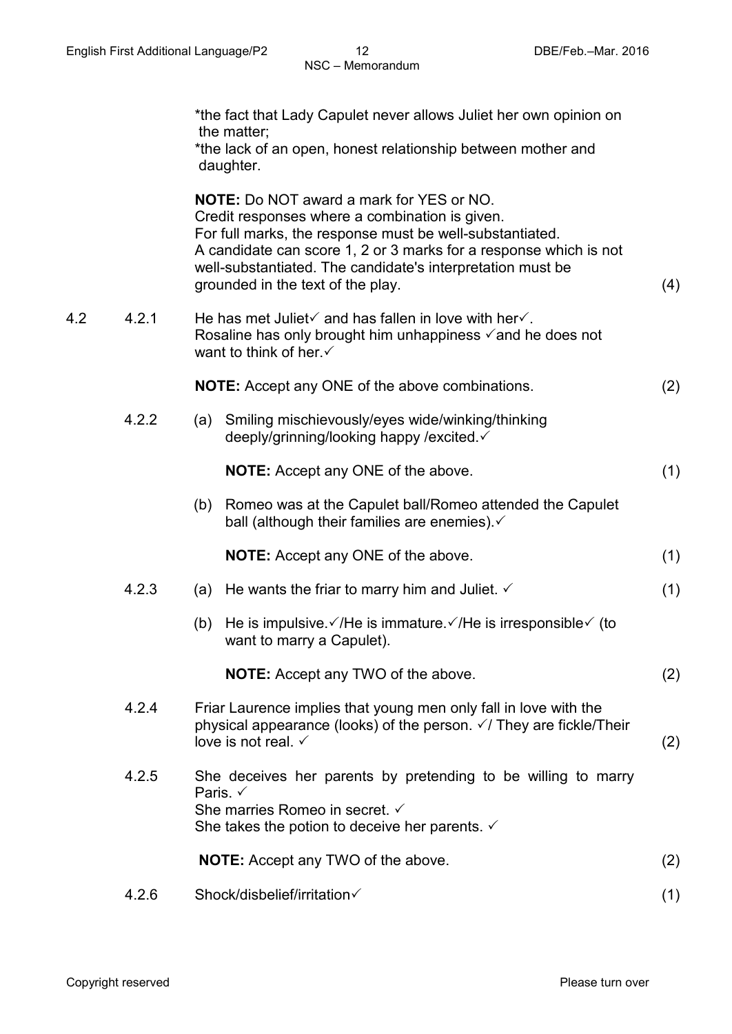*the fact that Lady Capulet never allows Juliet her own opinion on the matter;
*the lack of an open, honest relationship between mother and daughter.

**NOTE:** Do NOT award a mark for YES or NO.
Credit responses where a combination is given.
For full marks, the response must be well-substantiated.
A candidate can score 1, 2 or 3 marks for a response which is not well-substantiated. The candidate's interpretation must be grounded in the text of the play. (4)

4.2 4.2.1 He has met Juliet✓ and has fallen in love with her✓.
Rosaline has only brought him unhappiness ✓and he does not want to think of her.✓

**NOTE:** Accept any ONE of the above combinations. (2)

4.2.2 (a) Smiling mischievously/eyes wide/winking/thinking deeply/grinning/looking happy /excited.✓

**NOTE:** Accept any ONE of the above. (1)

(b) Romeo was at the Capulet ball/Romeo attended the Capulet ball (although their families are enemies).✓

**NOTE:** Accept any ONE of the above. (1)

4.2.3 (a) He wants the friar to marry him and Juliet. ✓ (1)

(b) He is impulsive.✓/He is immature.✓/He is irresponsible✓ (to want to marry a Capulet).

**NOTE:** Accept any TWO of the above. (2)

4.2.4 Friar Laurence implies that young men only fall in love with the physical appearance (looks) of the person. ✓/ They are fickle/Their love is not real. ✓ (2)

4.2.5 She deceives her parents by pretending to be willing to marry Paris. ✓
She marries Romeo in secret. ✓
She takes the potion to deceive her parents. ✓

**NOTE:** Accept any TWO of the above. (2)

4.2.6 Shock/disbelief/irritation✓ (1)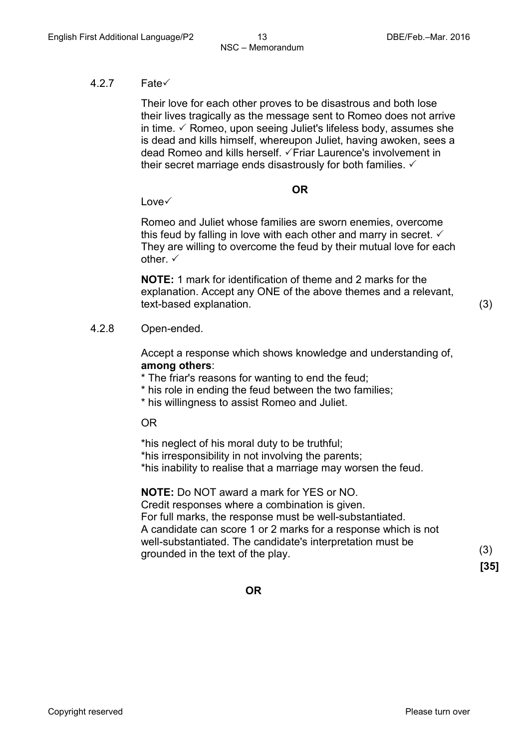4.2.7 Fate✓

Their love for each other proves to be disastrous and both lose their lives tragically as the message sent to Romeo does not arrive in time. ✓ Romeo, upon seeing Juliet's lifeless body, assumes she is dead and kills himself, whereupon Juliet, having awoken, sees a dead Romeo and kills herself. ✓Friar Laurence's involvement in their secret marriage ends disastrously for both families. ✓

**OR**

Love✓

Romeo and Juliet whose families are sworn enemies, overcome this feud by falling in love with each other and marry in secret. ✓ They are willing to overcome the feud by their mutual love for each other. ✓

**NOTE:** 1 mark for identification of theme and 2 marks for the explanation. Accept any ONE of the above themes and a relevant, text-based explanation. (3)

4.2.8 Open-ended.

Accept a response which shows knowledge and understanding of, **among others**:

* The friar's reasons for wanting to end the feud;
* his role in ending the feud between the two families;
* his willingness to assist Romeo and Juliet.

OR

*his neglect of his moral duty to be truthful;
*his irresponsibility in not involving the parents;
*his inability to realise that a marriage may worsen the feud.

**NOTE:** Do NOT award a mark for YES or NO.
Credit responses where a combination is given.
For full marks, the response must be well-substantiated.
A candidate can score 1 or 2 marks for a response which is not well-substantiated. The candidate's interpretation must be grounded in the text of the play. (3)

**[35]**

**OR**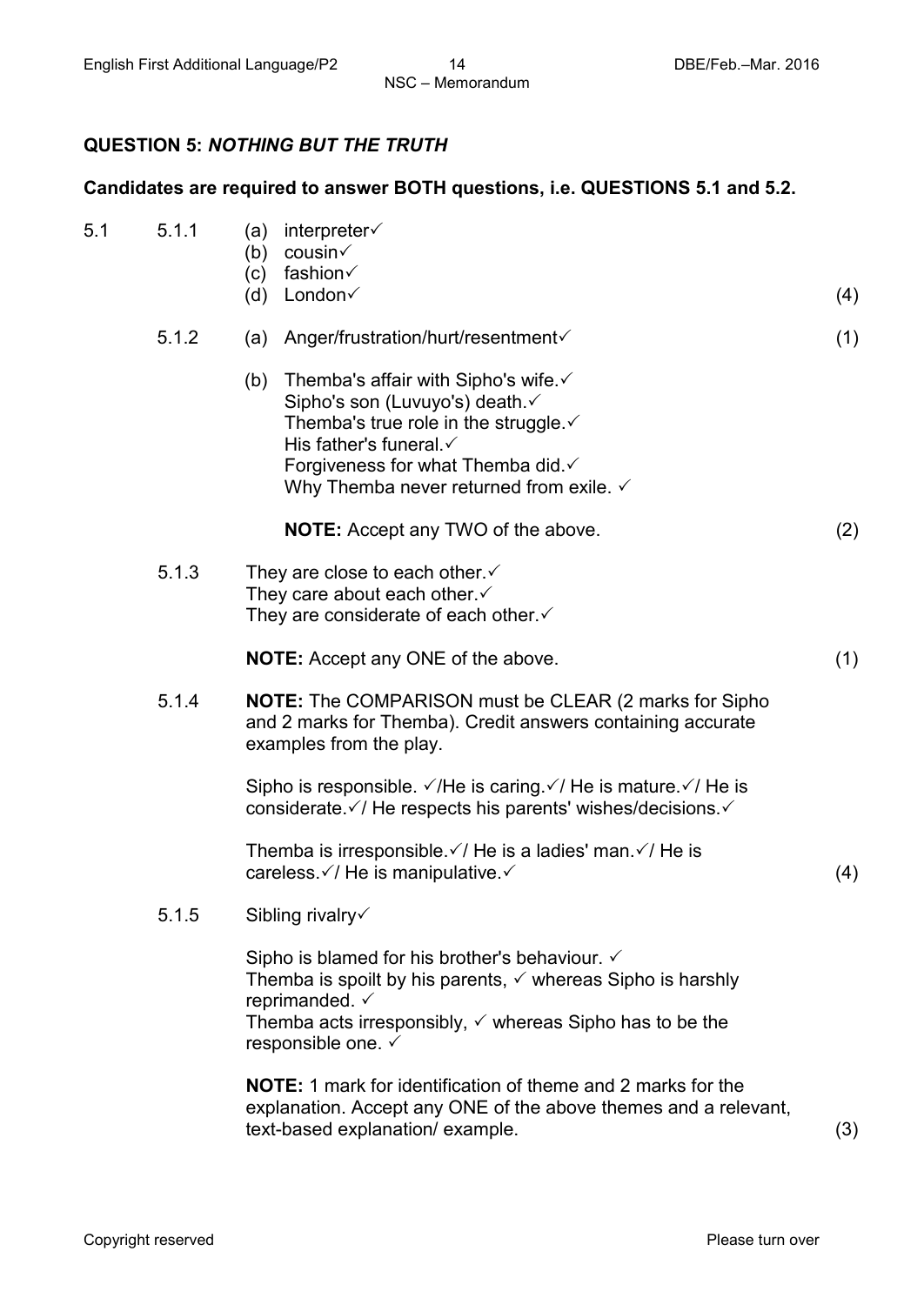## QUESTION 5: *NOTHING BUT THE TRUTH*

**Candidates are required to answer BOTH questions, i.e. QUESTIONS 5.1 and 5.2.**

5.1

5.1.1
(a) interpreter✓
(b) cousin✓
(c) fashion✓
(d) London✓ (4)

5.1.2
(a) Anger/frustration/hurt/resentment✓ (1)

(b) Themba's affair with Sipho's wife.✓
Sipho's son (Luvuyo's) death.✓
Themba's true role in the struggle.✓
His father's funeral.✓
Forgiveness for what Themba did.✓
Why Themba never returned from exile. ✓

**NOTE:** Accept any TWO of the above. (2)

5.1.3
They are close to each other.✓
They care about each other.✓
They are considerate of each other.✓

**NOTE:** Accept any ONE of the above. (1)

5.1.4
**NOTE:** The COMPARISON must be CLEAR (2 marks for Sipho and 2 marks for Themba). Credit answers containing accurate examples from the play.

Sipho is responsible. ✓/He is caring.✓/ He is mature.✓/ He is considerate.✓/ He respects his parents' wishes/decisions.✓

Themba is irresponsible.✓/ He is a ladies' man.✓/ He is careless.✓/ He is manipulative.✓ (4)

5.1.5
Sibling rivalry✓

Sipho is blamed for his brother's behaviour. ✓
Themba is spoilt by his parents, ✓ whereas Sipho is harshly reprimanded. ✓
Themba acts irresponsibly, ✓ whereas Sipho has to be the responsible one. ✓

**NOTE:** 1 mark for identification of theme and 2 marks for the explanation. Accept any ONE of the above themes and a relevant, text-based explanation/ example. (3)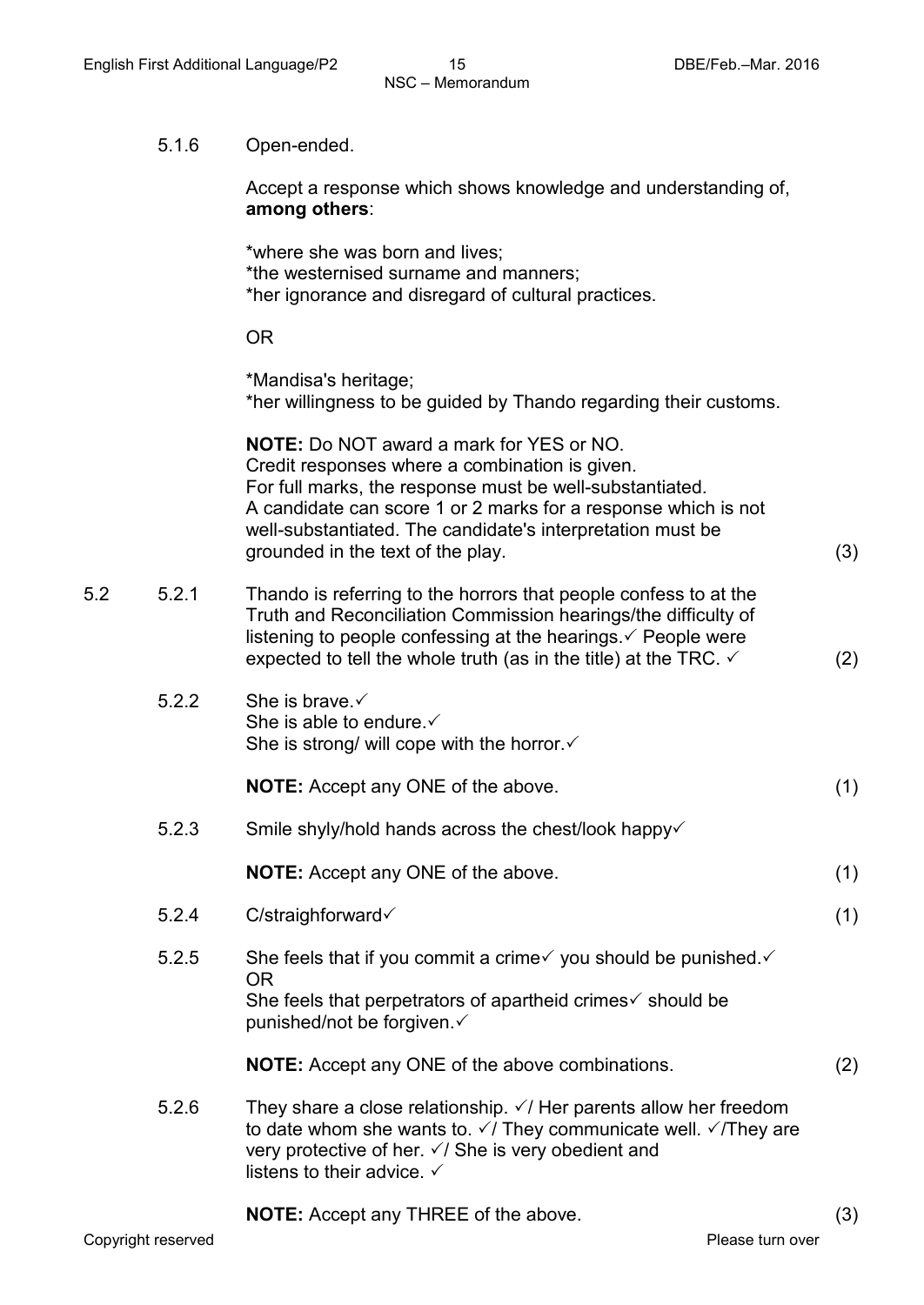5.1.6 Open-ended.

Accept a response which shows knowledge and understanding of, **among others**:

*where she was born and lives;
*the westernised surname and manners;
*her ignorance and disregard of cultural practices.

OR

*Mandisa's heritage;
*her willingness to be guided by Thando regarding their customs.

**NOTE:** Do NOT award a mark for YES or NO.
Credit responses where a combination is given.
For full marks, the response must be well-substantiated.
A candidate can score 1 or 2 marks for a response which is not well-substantiated. The candidate's interpretation must be grounded in the text of the play. (3)

5.2

5.2.1 Thando is referring to the horrors that people confess to at the Truth and Reconciliation Commission hearings/the difficulty of listening to people confessing at the hearings.✓ People were expected to tell the whole truth (as in the title) at the TRC. ✓ (2)

5.2.2 She is brave.✓
She is able to endure.✓
She is strong/ will cope with the horror.✓

**NOTE:** Accept any ONE of the above. (1)

5.2.3 Smile shyly/hold hands across the chest/look happy✓

**NOTE:** Accept any ONE of the above. (1)

5.2.4 C/straighforward✓ (1)

5.2.5 She feels that if you commit a crime✓ you should be punished.✓
OR
She feels that perpetrators of apartheid crimes✓ should be punished/not be forgiven.✓

**NOTE:** Accept any ONE of the above combinations. (2)

5.2.6 They share a close relationship. ✓/ Her parents allow her freedom to date whom she wants to. ✓/ They communicate well. ✓/They are very protective of her. ✓/ She is very obedient and listens to their advice. ✓

**NOTE:** Accept any THREE of the above. (3)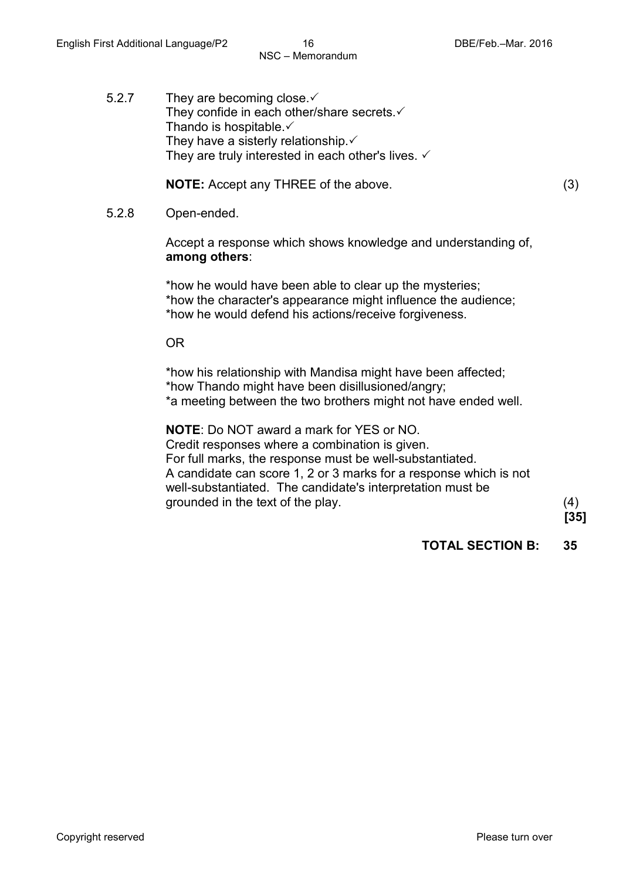5.2.7 They are becoming close.✓
They confide in each other/share secrets.✓
Thando is hospitable.✓
They have a sisterly relationship.✓
They are truly interested in each other's lives. ✓

**NOTE:** Accept any THREE of the above. (3)

5.2.8 Open-ended.

Accept a response which shows knowledge and understanding of, **among others**:

*how he would have been able to clear up the mysteries;
*how the character's appearance might influence the audience;
*how he would defend his actions/receive forgiveness.

OR

*how his relationship with Mandisa might have been affected;
*how Thando might have been disillusioned/angry;
*a meeting between the two brothers might not have ended well.

**NOTE**: Do NOT award a mark for YES or NO.
Credit responses where a combination is given.
For full marks, the response must be well-substantiated.
A candidate can score 1, 2 or 3 marks for a response which is not well-substantiated. The candidate's interpretation must be grounded in the text of the play. (4)
**[35]**

**TOTAL SECTION B: 35**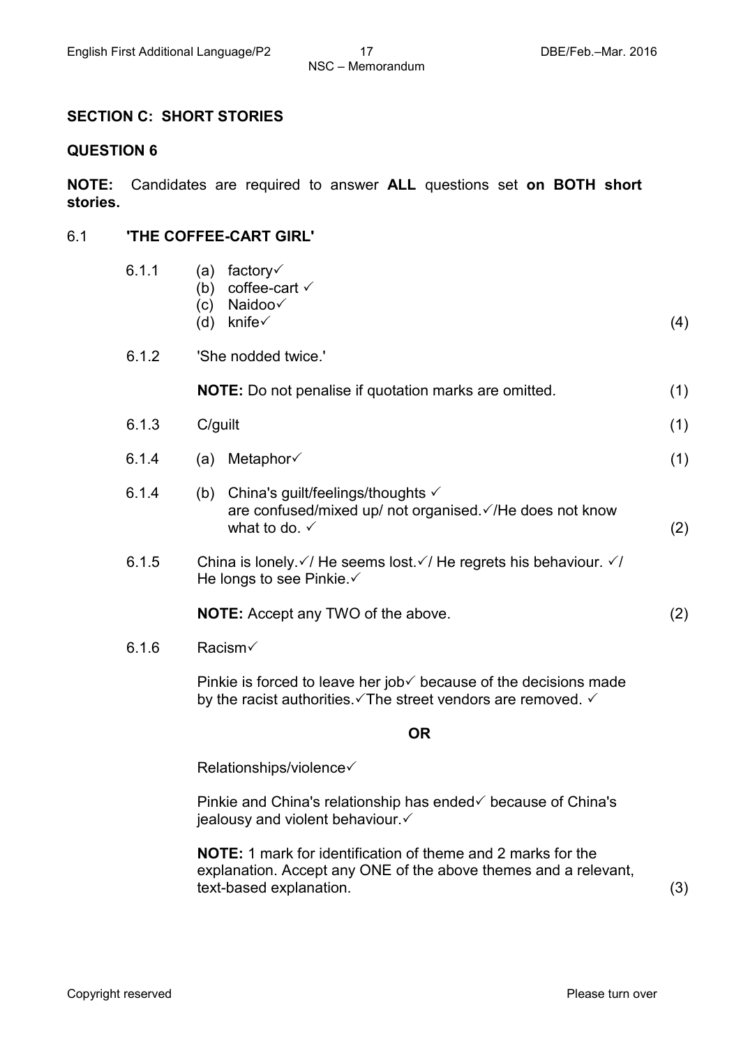## SECTION C: SHORT STORIES

### QUESTION 6

**NOTE:** Candidates are required to answer **ALL** questions set **on BOTH short stories.**

6.1 **'THE COFFEE-CART GIRL'**

6.1.1
- (a) factory✓
- (b) coffee-cart ✓
- (c) Naidoo✓
- (d) knife✓ (4)

6.1.2 'She nodded twice.'

**NOTE:** Do not penalise if quotation marks are omitted. (1)

6.1.3 C/guilt (1)

6.1.4 (a) Metaphor✓ (1)

6.1.4 (b) China's guilt/feelings/thoughts ✓ are confused/mixed up/ not organised.✓/He does not know what to do. ✓ (2)

6.1.5 China is lonely.✓/ He seems lost.✓/ He regrets his behaviour. ✓/ He longs to see Pinkie.✓

**NOTE:** Accept any TWO of the above. (2)

6.1.6 Racism✓

Pinkie is forced to leave her job✓ because of the decisions made by the racist authorities.✓The street vendors are removed. ✓

**OR**

Relationships/violence✓

Pinkie and China's relationship has ended✓ because of China's jealousy and violent behaviour.✓

**NOTE:** 1 mark for identification of theme and 2 marks for the explanation. Accept any ONE of the above themes and a relevant, text-based explanation. (3)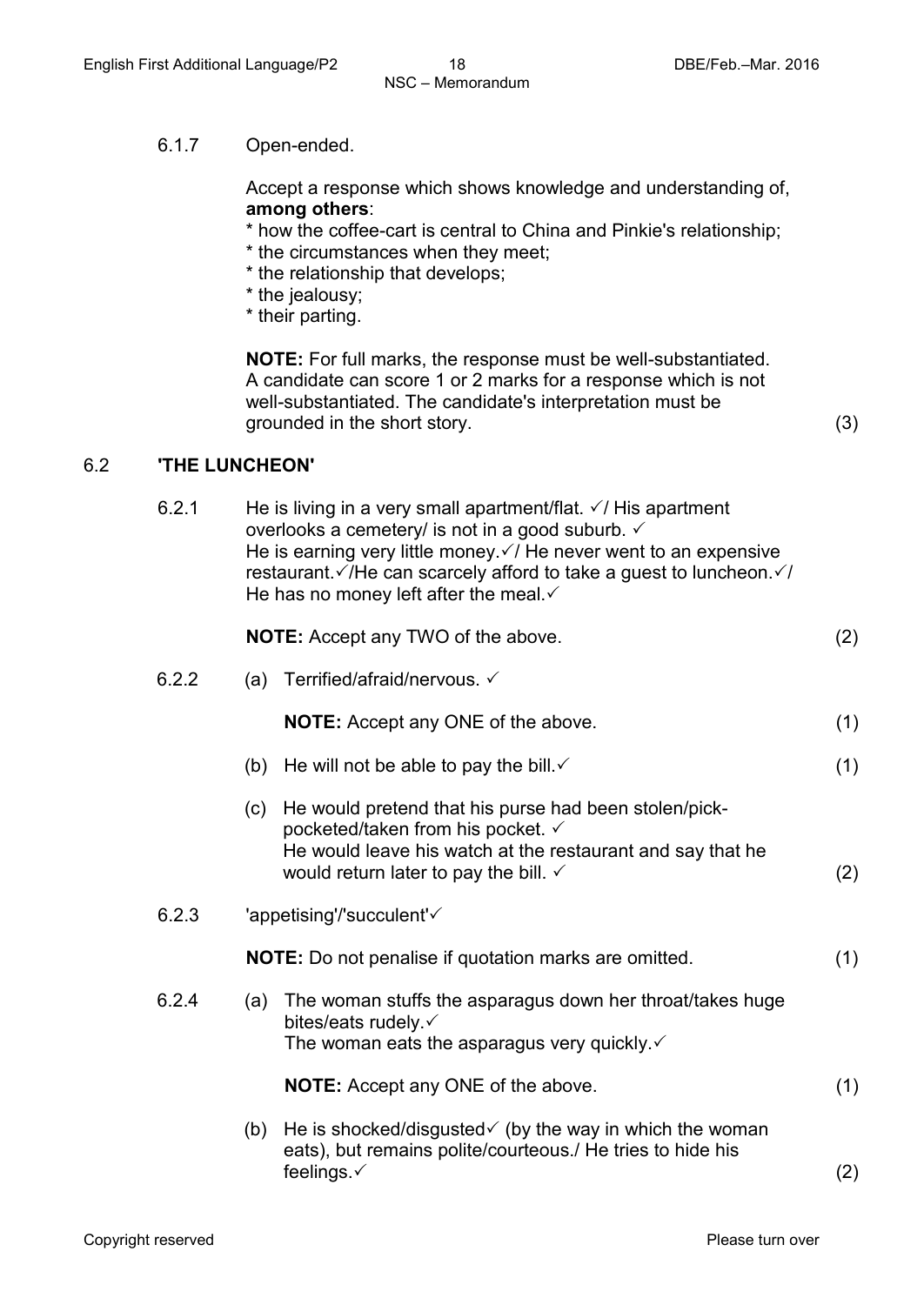6.1.7 Open-ended.

Accept a response which shows knowledge and understanding of, **among others**:

* how the coffee-cart is central to China and Pinkie's relationship;
* the circumstances when they meet;
* the relationship that develops;
* the jealousy;
* their parting.

**NOTE:** For full marks, the response must be well-substantiated. A candidate can score 1 or 2 marks for a response which is not well-substantiated. The candidate's interpretation must be grounded in the short story. (3)

## 6.2 'THE LUNCHEON'

6.2.1 He is living in a very small apartment/flat. ✓/ His apartment overlooks a cemetery/ is not in a good suburb. ✓
He is earning very little money.✓/ He never went to an expensive restaurant.✓/He can scarcely afford to take a guest to luncheon.✓/ He has no money left after the meal.✓

**NOTE:** Accept any TWO of the above. (2)

6.2.2 (a) Terrified/afraid/nervous. ✓

**NOTE:** Accept any ONE of the above. (1)

(b) He will not be able to pay the bill.✓ (1)

(c) He would pretend that his purse had been stolen/pick-pocketed/taken from his pocket. ✓
He would leave his watch at the restaurant and say that he would return later to pay the bill. ✓ (2)

6.2.3 'appetising'/'succulent'✓

**NOTE:** Do not penalise if quotation marks are omitted. (1)

6.2.4 (a) The woman stuffs the asparagus down her throat/takes huge bites/eats rudely.✓
The woman eats the asparagus very quickly.✓

**NOTE:** Accept any ONE of the above. (1)

(b) He is shocked/disgusted✓ (by the way in which the woman eats), but remains polite/courteous./ He tries to hide his feelings.✓ (2)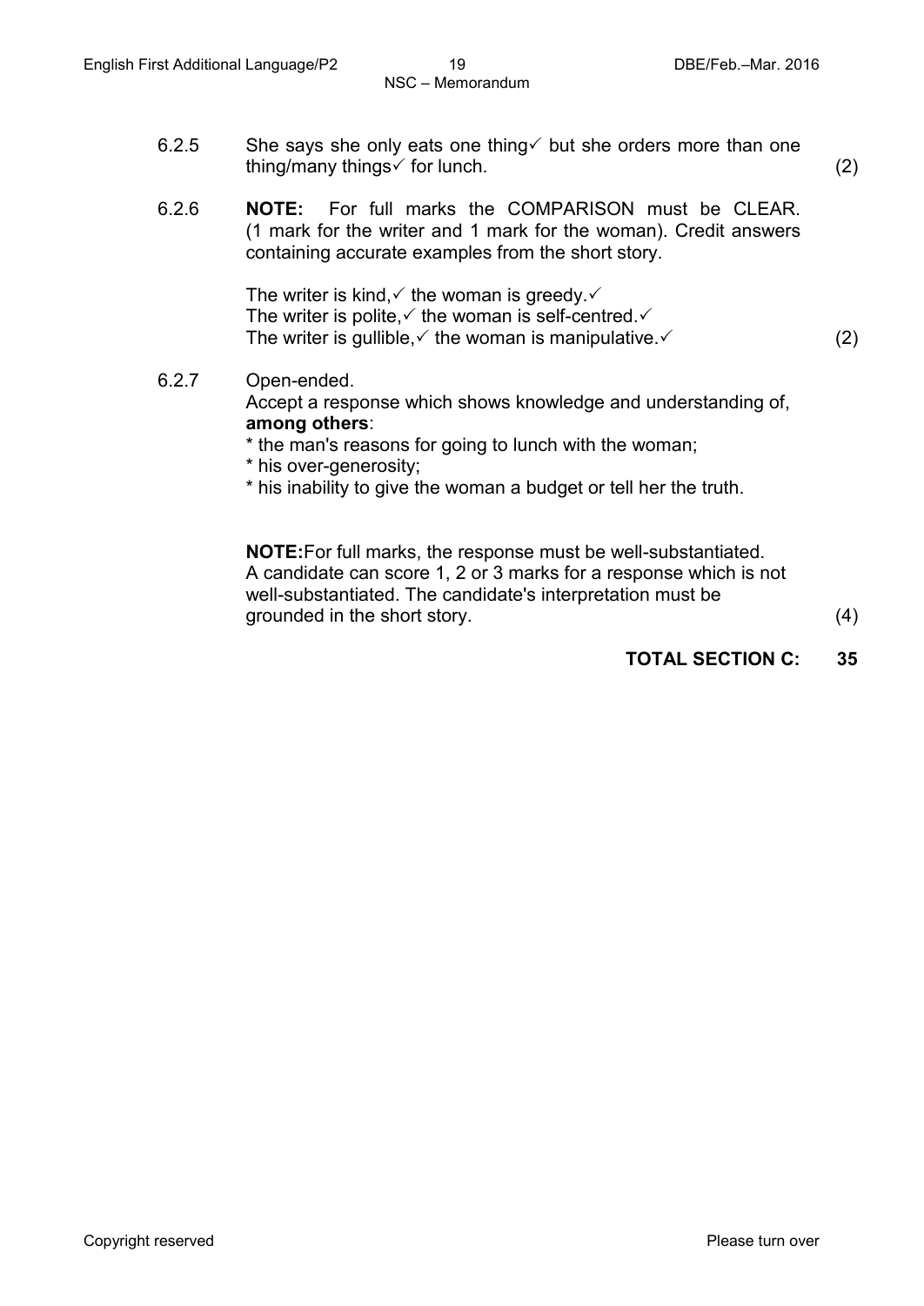6.2.5 She says she only eats one thing✓ but she orders more than one thing/many things✓ for lunch. (2)

6.2.6 **NOTE:** For full marks the COMPARISON must be CLEAR. (1 mark for the writer and 1 mark for the woman). Credit answers containing accurate examples from the short story.

The writer is kind,✓ the woman is greedy.✓
The writer is polite,✓ the woman is self-centred.✓
The writer is gullible,✓ the woman is manipulative.✓ (2)

6.2.7 Open-ended.
Accept a response which shows knowledge and understanding of, **among others**:
* the man's reasons for going to lunch with the woman;
* his over-generosity;
* his inability to give the woman a budget or tell her the truth.

**NOTE:** For full marks, the response must be well-substantiated. A candidate can score 1, 2 or 3 marks for a response which is not well-substantiated. The candidate's interpretation must be grounded in the short story. (4)

**TOTAL SECTION C: 35**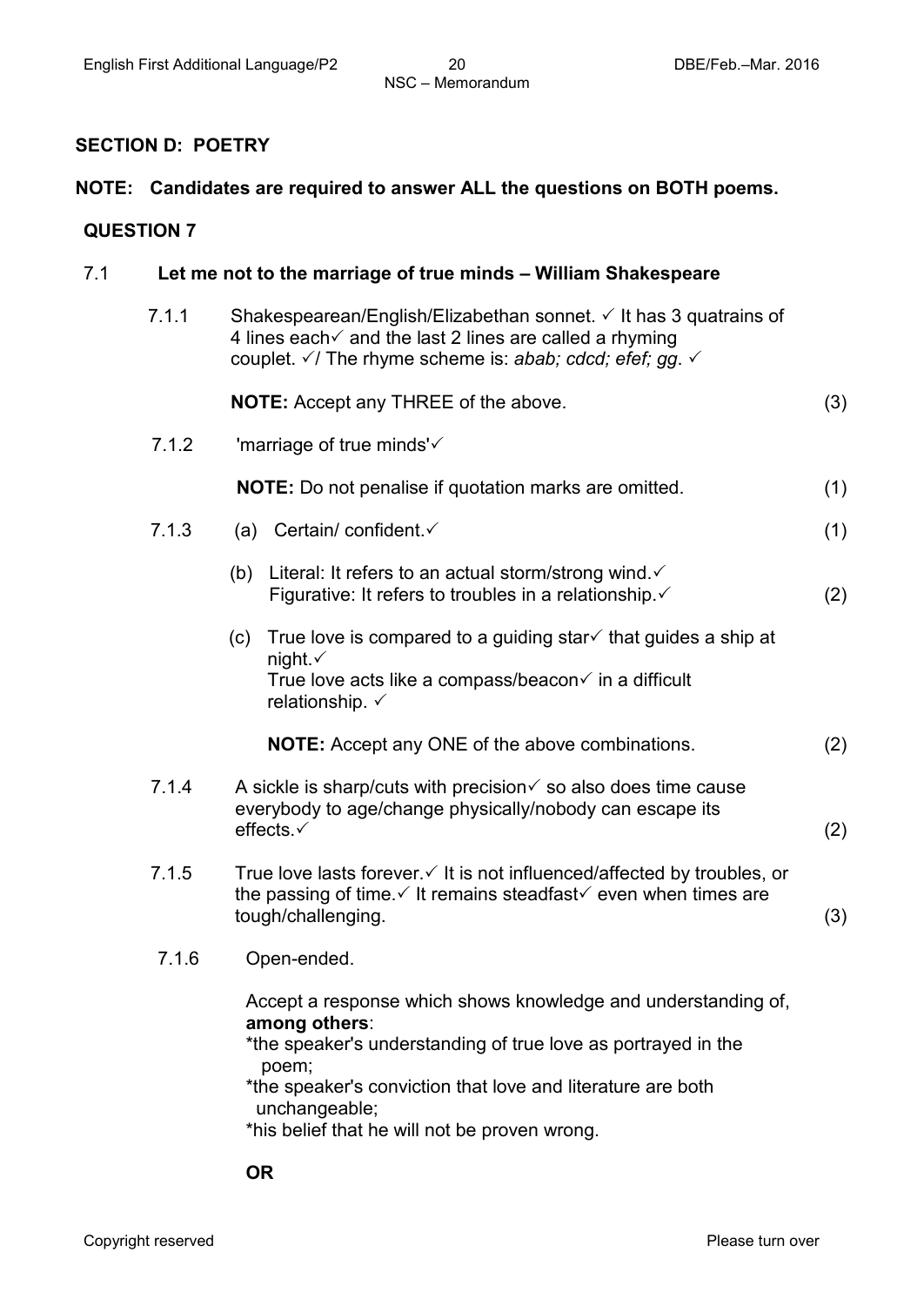## SECTION D: POETRY

**NOTE: Candidates are required to answer ALL the questions on BOTH poems.**

### QUESTION 7

**7.1 Let me not to the marriage of true minds – William Shakespeare**

7.1.1 Shakespearean/English/Elizabethan sonnet. ✓ It has 3 quatrains of 4 lines each✓ and the last 2 lines are called a rhyming couplet. ✓/ The rhyme scheme is: *abab; cdcd; efef; gg*. ✓

**NOTE:** Accept any THREE of the above. (3)

7.1.2 'marriage of true minds'✓

**NOTE:** Do not penalise if quotation marks are omitted. (1)

7.1.3 (a) Certain/ confident.✓ (1)

(b) Literal: It refers to an actual storm/strong wind.✓
Figurative: It refers to troubles in a relationship.✓ (2)

(c) True love is compared to a guiding star✓ that guides a ship at night.✓
True love acts like a compass/beacon✓ in a difficult relationship. ✓

**NOTE:** Accept any ONE of the above combinations. (2)

7.1.4 A sickle is sharp/cuts with precision✓ so also does time cause everybody to age/change physically/nobody can escape its effects.✓ (2)

7.1.5 True love lasts forever.✓ It is not influenced/affected by troubles, or the passing of time.✓ It remains steadfast✓ even when times are tough/challenging. (3)

7.1.6 Open-ended.

Accept a response which shows knowledge and understanding of, **among others**:
*the speaker's understanding of true love as portrayed in the poem;
*the speaker's conviction that love and literature are both unchangeable;
*his belief that he will not be proven wrong.

**OR**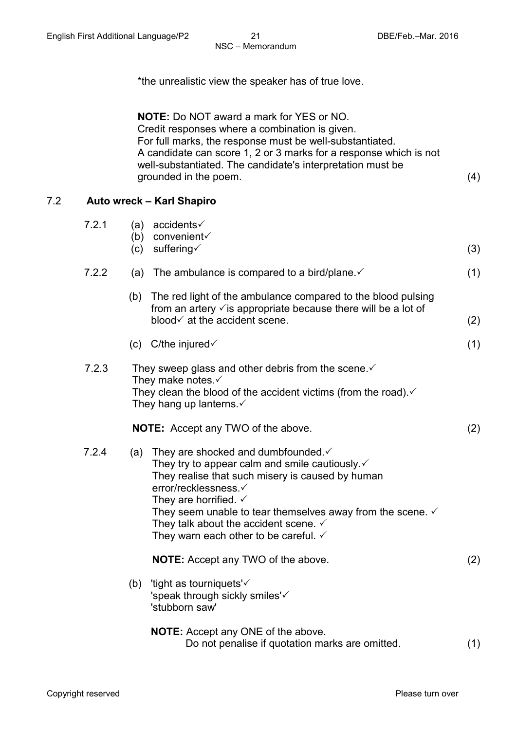*the unrealistic view the speaker has of true love.

**NOTE:** Do NOT award a mark for YES or NO.
Credit responses where a combination is given.
For full marks, the response must be well-substantiated.
A candidate can score 1, 2 or 3 marks for a response which is not well-substantiated. The candidate's interpretation must be grounded in the poem. (4)

## 7.2 Auto wreck – Karl Shapiro

7.2.1 (a) accidents✓
(b) convenient✓
(c) suffering✓ (3)

7.2.2 (a) The ambulance is compared to a bird/plane.✓ (1)

(b) The red light of the ambulance compared to the blood pulsing from an artery ✓is appropriate because there will be a lot of blood✓ at the accident scene. (2)

(c) C/the injured✓ (1)

7.2.3 They sweep glass and other debris from the scene.✓
They make notes.✓
They clean the blood of the accident victims (from the road).✓
They hang up lanterns.✓

**NOTE:** Accept any TWO of the above. (2)

7.2.4 (a) They are shocked and dumbfounded.✓
They try to appear calm and smile cautiously.✓
They realise that such misery is caused by human error/recklessness.✓
They are horrified. ✓
They seem unable to tear themselves away from the scene. ✓
They talk about the accident scene. ✓
They warn each other to be careful. ✓

**NOTE:** Accept any TWO of the above. (2)

(b) 'tight as tourniquets'✓
'speak through sickly smiles'✓
'stubborn saw'

**NOTE:** Accept any ONE of the above.
Do not penalise if quotation marks are omitted. (1)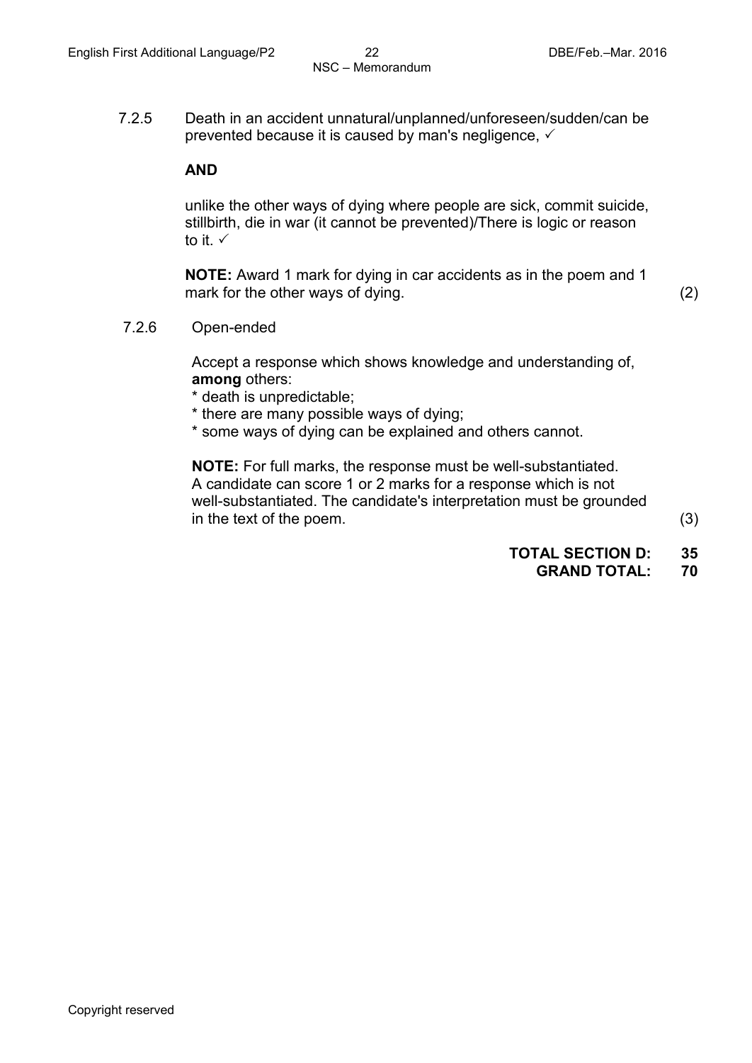7.2.5 Death in an accident unnatural/unplanned/unforeseen/sudden/can be prevented because it is caused by man's negligence, ✓

**AND**

unlike the other ways of dying where people are sick, commit suicide, stillbirth, die in war (it cannot be prevented)/There is logic or reason to it. ✓

**NOTE:** Award 1 mark for dying in car accidents as in the poem and 1 mark for the other ways of dying. (2)

7.2.6 Open-ended

Accept a response which shows knowledge and understanding of, **among** others:

* death is unpredictable;
* there are many possible ways of dying;
* some ways of dying can be explained and others cannot.

**NOTE:** For full marks, the response must be well-substantiated. A candidate can score 1 or 2 marks for a response which is not well-substantiated. The candidate's interpretation must be grounded in the text of the poem. (3)

**TOTAL SECTION D: 35**

**GRAND TOTAL: 70**